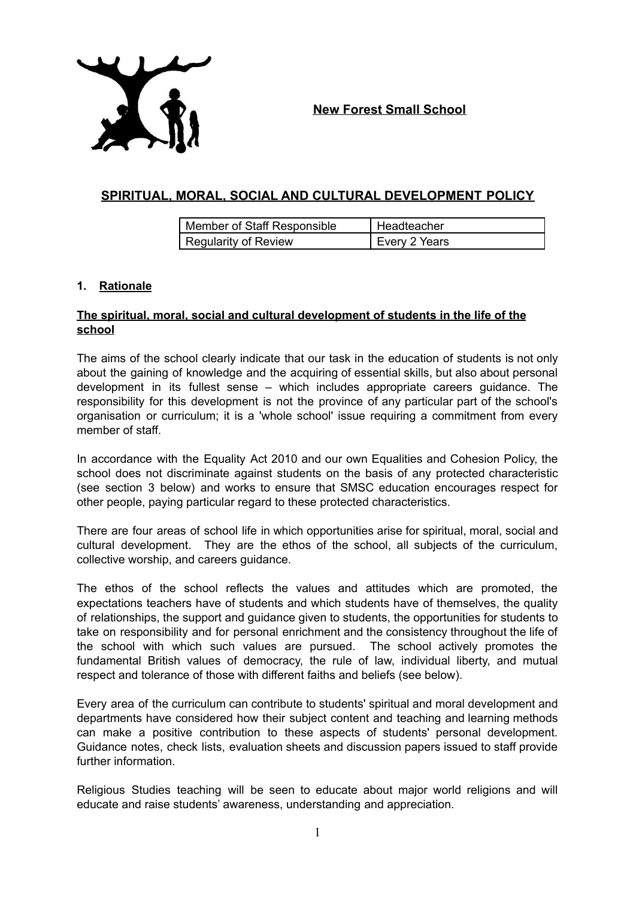**New Forest Small School**

# SPIRITUAL, MORAL, SOCIAL AND CULTURAL DEVELOPMENT POLICY

| Member of Staff Responsible | Headteacher |
|---|---|
| Regularity of Review | Every 2 Years |

## 1. Rationale

### The spiritual, moral, social and cultural development of students in the life of the school

The aims of the school clearly indicate that our task in the education of students is not only about the gaining of knowledge and the acquiring of essential skills, but also about personal development in its fullest sense – which includes appropriate careers guidance. The responsibility for this development is not the province of any particular part of the school's organisation or curriculum; it is a 'whole school' issue requiring a commitment from every member of staff.

In accordance with the Equality Act 2010 and our own Equalities and Cohesion Policy, the school does not discriminate against students on the basis of any protected characteristic (see section 3 below) and works to ensure that SMSC education encourages respect for other people, paying particular regard to these protected characteristics.

There are four areas of school life in which opportunities arise for spiritual, moral, social and cultural development. They are the ethos of the school, all subjects of the curriculum, collective worship, and careers guidance.

The ethos of the school reflects the values and attitudes which are promoted, the expectations teachers have of students and which students have of themselves, the quality of relationships, the support and guidance given to students, the opportunities for students to take on responsibility and for personal enrichment and the consistency throughout the life of the school with which such values are pursued. The school actively promotes the fundamental British values of democracy, the rule of law, individual liberty, and mutual respect and tolerance of those with different faiths and beliefs (see below).

Every area of the curriculum can contribute to students' spiritual and moral development and departments have considered how their subject content and teaching and learning methods can make a positive contribution to these aspects of students' personal development. Guidance notes, check lists, evaluation sheets and discussion papers issued to staff provide further information.

Religious Studies teaching will be seen to educate about major world religions and will educate and raise students' awareness, understanding and appreciation.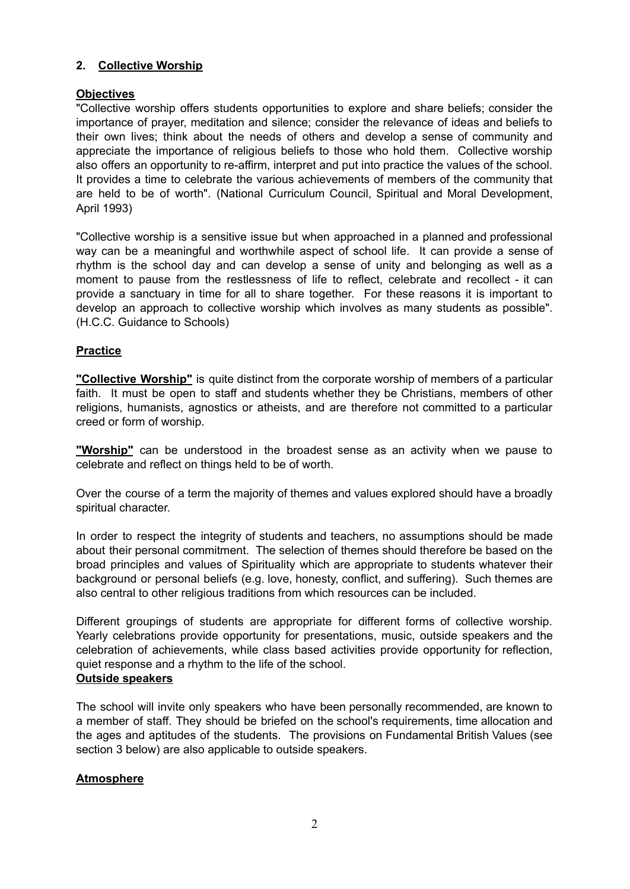## 2. Collective Worship

**Objectives**

"Collective worship offers students opportunities to explore and share beliefs; consider the importance of prayer, meditation and silence; consider the relevance of ideas and beliefs to their own lives; think about the needs of others and develop a sense of community and appreciate the importance of religious beliefs to those who hold them. Collective worship also offers an opportunity to re-affirm, interpret and put into practice the values of the school. It provides a time to celebrate the various achievements of members of the community that are held to be of worth". (National Curriculum Council, Spiritual and Moral Development, April 1993)

"Collective worship is a sensitive issue but when approached in a planned and professional way can be a meaningful and worthwhile aspect of school life. It can provide a sense of rhythm is the school day and can develop a sense of unity and belonging as well as a moment to pause from the restlessness of life to reflect, celebrate and recollect - it can provide a sanctuary in time for all to share together. For these reasons it is important to develop an approach to collective worship which involves as many students as possible". (H.C.C. Guidance to Schools)

**Practice**

**"Collective Worship"** is quite distinct from the corporate worship of members of a particular faith. It must be open to staff and students whether they be Christians, members of other religions, humanists, agnostics or atheists, and are therefore not committed to a particular creed or form of worship.

**"Worship"** can be understood in the broadest sense as an activity when we pause to celebrate and reflect on things held to be of worth.

Over the course of a term the majority of themes and values explored should have a broadly spiritual character.

In order to respect the integrity of students and teachers, no assumptions should be made about their personal commitment. The selection of themes should therefore be based on the broad principles and values of Spirituality which are appropriate to students whatever their background or personal beliefs (e.g. love, honesty, conflict, and suffering). Such themes are also central to other religious traditions from which resources can be included.

Different groupings of students are appropriate for different forms of collective worship. Yearly celebrations provide opportunity for presentations, music, outside speakers and the celebration of achievements, while class based activities provide opportunity for reflection, quiet response and a rhythm to the life of the school.

**Outside speakers**

The school will invite only speakers who have been personally recommended, are known to a member of staff. They should be briefed on the school's requirements, time allocation and the ages and aptitudes of the students. The provisions on Fundamental British Values (see section 3 below) are also applicable to outside speakers.

**Atmosphere**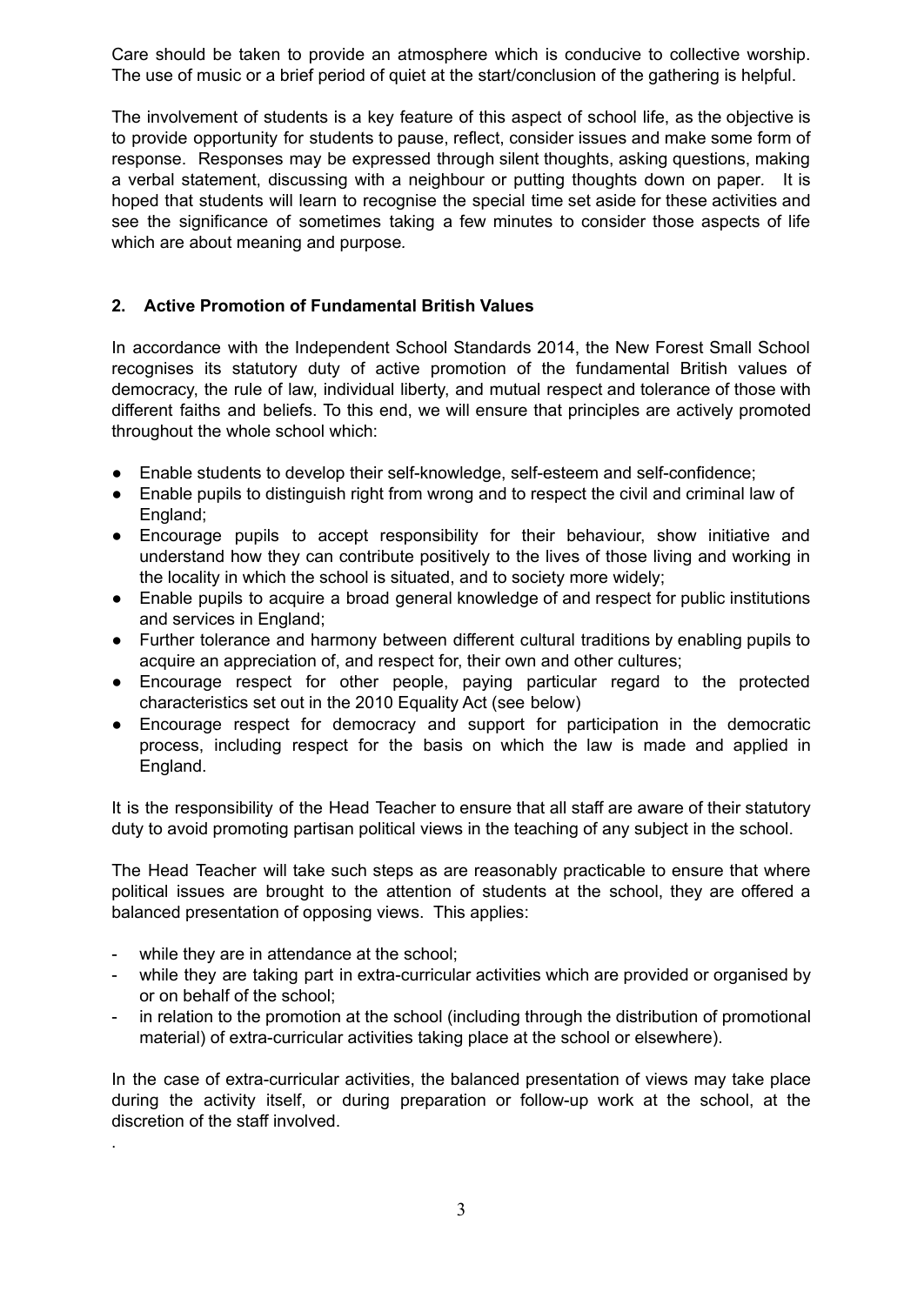Care should be taken to provide an atmosphere which is conducive to collective worship. The use of music or a brief period of quiet at the start/conclusion of the gathering is helpful.

The involvement of students is a key feature of this aspect of school life, as the objective is to provide opportunity for students to pause, reflect, consider issues and make some form of response. Responses may be expressed through silent thoughts, asking questions, making a verbal statement, discussing with a neighbour or putting thoughts down on paper. It is hoped that students will learn to recognise the special time set aside for these activities and see the significance of sometimes taking a few minutes to consider those aspects of life which are about meaning and purpose.

## 2. Active Promotion of Fundamental British Values

In accordance with the Independent School Standards 2014, the New Forest Small School recognises its statutory duty of active promotion of the fundamental British values of democracy, the rule of law, individual liberty, and mutual respect and tolerance of those with different faiths and beliefs. To this end, we will ensure that principles are actively promoted throughout the whole school which:

- Enable students to develop their self-knowledge, self-esteem and self-confidence;
- Enable pupils to distinguish right from wrong and to respect the civil and criminal law of England;
- Encourage pupils to accept responsibility for their behaviour, show initiative and understand how they can contribute positively to the lives of those living and working in the locality in which the school is situated, and to society more widely;
- Enable pupils to acquire a broad general knowledge of and respect for public institutions and services in England;
- Further tolerance and harmony between different cultural traditions by enabling pupils to acquire an appreciation of, and respect for, their own and other cultures;
- Encourage respect for other people, paying particular regard to the protected characteristics set out in the 2010 Equality Act (see below)
- Encourage respect for democracy and support for participation in the democratic process, including respect for the basis on which the law is made and applied in England.

It is the responsibility of the Head Teacher to ensure that all staff are aware of their statutory duty to avoid promoting partisan political views in the teaching of any subject in the school.

The Head Teacher will take such steps as are reasonably practicable to ensure that where political issues are brought to the attention of students at the school, they are offered a balanced presentation of opposing views. This applies:

- while they are in attendance at the school;
- while they are taking part in extra-curricular activities which are provided or organised by or on behalf of the school;
- in relation to the promotion at the school (including through the distribution of promotional material) of extra-curricular activities taking place at the school or elsewhere).

In the case of extra-curricular activities, the balanced presentation of views may take place during the activity itself, or during preparation or follow-up work at the school, at the discretion of the staff involved.

.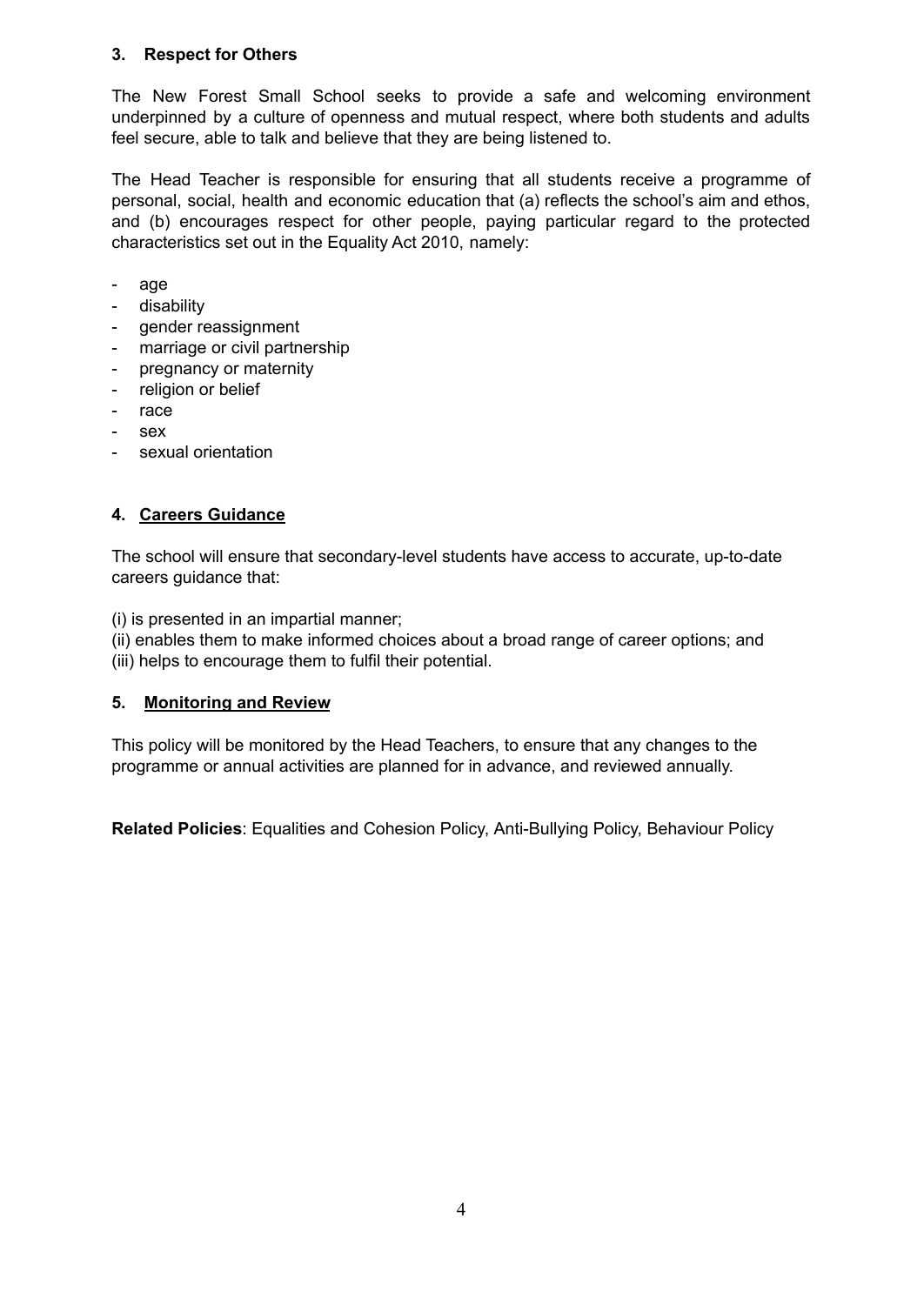## 3. Respect for Others

The New Forest Small School seeks to provide a safe and welcoming environment underpinned by a culture of openness and mutual respect, where both students and adults feel secure, able to talk and believe that they are being listened to.

The Head Teacher is responsible for ensuring that all students receive a programme of personal, social, health and economic education that (a) reflects the school's aim and ethos, and (b) encourages respect for other people, paying particular regard to the protected characteristics set out in the Equality Act 2010, namely:

- age
- disability
- gender reassignment
- marriage or civil partnership
- pregnancy or maternity
- religion or belief
- race
- sex
- sexual orientation

## 4. Careers Guidance

The school will ensure that secondary-level students have access to accurate, up-to-date careers guidance that:

(i) is presented in an impartial manner;
(ii) enables them to make informed choices about a broad range of career options; and
(iii) helps to encourage them to fulfil their potential.

## 5. Monitoring and Review

This policy will be monitored by the Head Teachers, to ensure that any changes to the programme or annual activities are planned for in advance, and reviewed annually.

**Related Policies**: Equalities and Cohesion Policy, Anti-Bullying Policy, Behaviour Policy